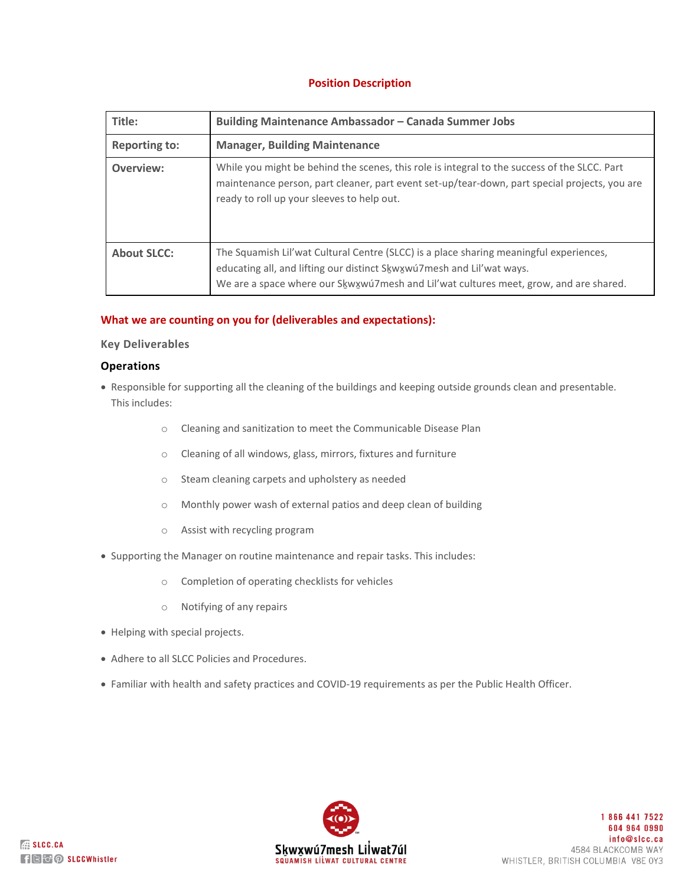## Position Description

| Title: | Building Maintenance Ambassador – Canada Summer Jobs |
|---|---|
| Reporting to: | Manager, Building Maintenance |
| Overview: | While you might be behind the scenes, this role is integral to the success of the SLCC. Part maintenance person, part cleaner, part event set-up/tear-down, part special projects, you are ready to roll up your sleeves to help out. |
| About SLCC: | The Squamish Lil'wat Cultural Centre (SLCC) is a place sharing meaningful experiences, educating all, and lifting our distinct Sḵwx̱wú7mesh and Lil'wat ways. We are a space where our Sḵwx̱wú7mesh and Lil'wat cultures meet, grow, and are shared. |

## What we are counting on you for (deliverables and expectations):

### Key Deliverables

#### Operations

- Responsible for supporting all the cleaning of the buildings and keeping outside grounds clean and presentable. This includes:
  - Cleaning and sanitization to meet the Communicable Disease Plan
  - Cleaning of all windows, glass, mirrors, fixtures and furniture
  - Steam cleaning carpets and upholstery as needed
  - Monthly power wash of external patios and deep clean of building
  - Assist with recycling program
- Supporting the Manager on routine maintenance and repair tasks. This includes:
  - Completion of operating checklists for vehicles
  - Notifying of any repairs
- Helping with special projects.
- Adhere to all SLCC Policies and Procedures.
- Familiar with health and safety practices and COVID-19 requirements as per the Public Health Officer.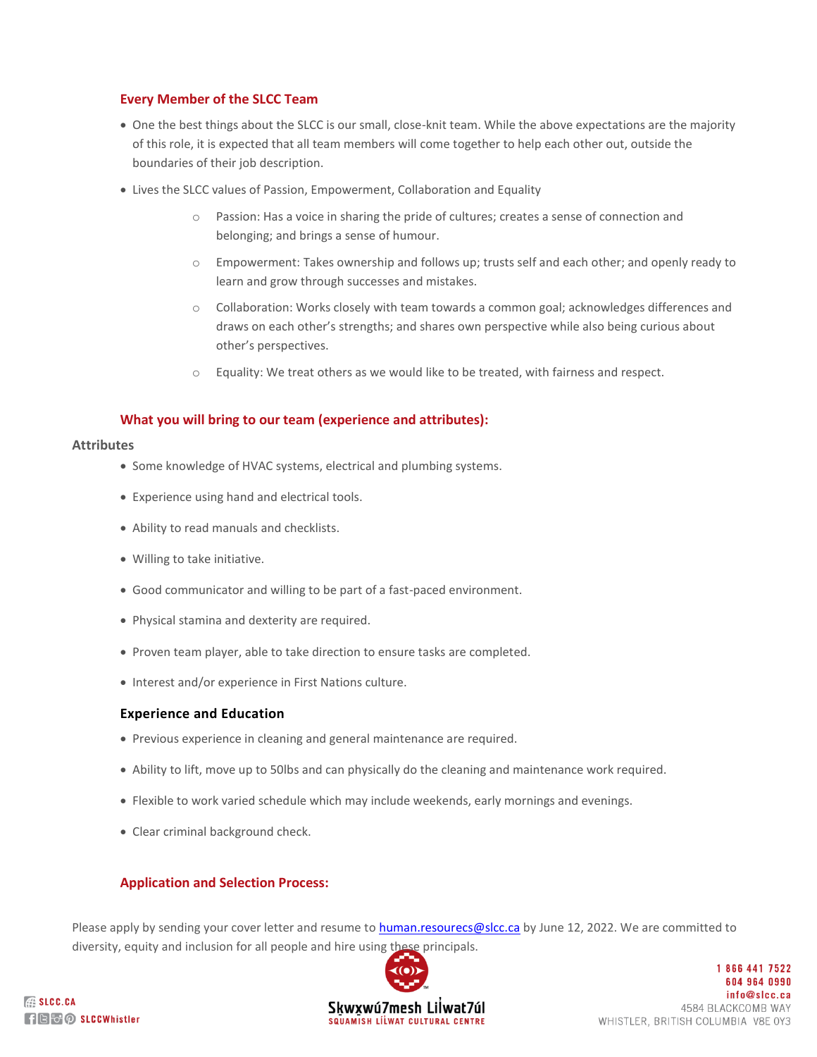## Every Member of the SLCC Team

- One the best things about the SLCC is our small, close-knit team. While the above expectations are the majority of this role, it is expected that all team members will come together to help each other out, outside the boundaries of their job description.
- Lives the SLCC values of Passion, Empowerment, Collaboration and Equality
    - Passion: Has a voice in sharing the pride of cultures; creates a sense of connection and belonging; and brings a sense of humour.
    - Empowerment: Takes ownership and follows up; trusts self and each other; and openly ready to learn and grow through successes and mistakes.
    - Collaboration: Works closely with team towards a common goal; acknowledges differences and draws on each other's strengths; and shares own perspective while also being curious about other's perspectives.
    - Equality: We treat others as we would like to be treated, with fairness and respect.

## What you will bring to our team (experience and attributes):

### Attributes

- Some knowledge of HVAC systems, electrical and plumbing systems.
- Experience using hand and electrical tools.
- Ability to read manuals and checklists.
- Willing to take initiative.
- Good communicator and willing to be part of a fast-paced environment.
- Physical stamina and dexterity are required.
- Proven team player, able to take direction to ensure tasks are completed.
- Interest and/or experience in First Nations culture.

### Experience and Education

- Previous experience in cleaning and general maintenance are required.
- Ability to lift, move up to 50lbs and can physically do the cleaning and maintenance work required.
- Flexible to work varied schedule which may include weekends, early mornings and evenings.
- Clear criminal background check.

## Application and Selection Process:

Please apply by sending your cover letter and resume to human.resourecs@slcc.ca by June 12, 2022. We are committed to diversity, equity and inclusion for all people and hire using these principals.